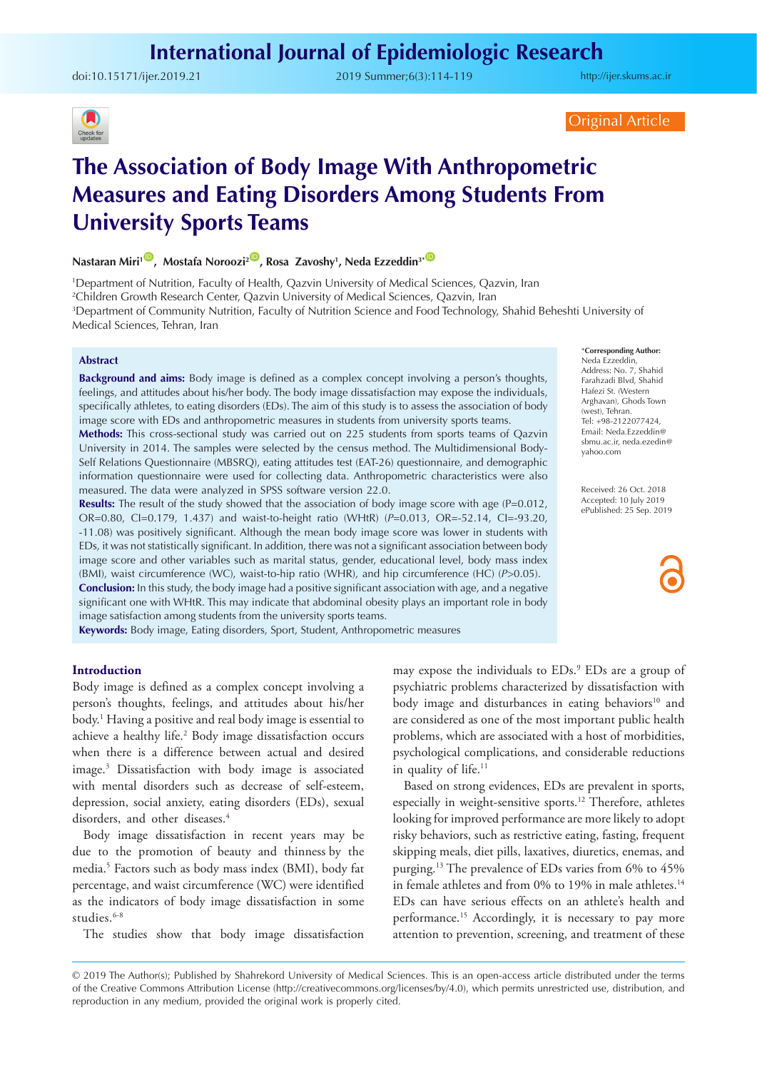Original Article

# The Association of Body Image With Anthropometric Measures and Eating Disorders Among Students From University Sports Teams

**Nastaran Miri[1], Mostafa Noroozi[2], Rosa Zavoshy[1], Neda Ezzeddin[3*]**

[1]Department of Nutrition, Faculty of Health, Qazvin University of Medical Sciences, Qazvin, Iran
[2]Children Growth Research Center, Qazvin University of Medical Sciences, Qazvin, Iran
[3]Department of Community Nutrition, Faculty of Nutrition Science and Food Technology, Shahid Beheshti University of Medical Sciences, Tehran, Iran

*Corresponding Author: Neda Ezzeddin, Address: No. 7, Shahid Farahzadi Blvd, Shahid Hafezi St. (Western Arghavan), Ghods Town (west), Tehran. Tel: +98-2122077424, Email: Neda.Ezzeddin@sbmu.ac.ir, neda.ezedin@yahoo.com

Received: 26 Oct. 2018
Accepted: 10 July 2019
ePublished: 25 Sep. 2019

## Abstract

**Background and aims:** Body image is defined as a complex concept involving a person's thoughts, feelings, and attitudes about his/her body. The body image dissatisfaction may expose the individuals, specifically athletes, to eating disorders (EDs). The aim of this study is to assess the association of body image score with EDs and anthropometric measures in students from university sports teams.

**Methods:** This cross-sectional study was carried out on 225 students from sports teams of Qazvin University in 2014. The samples were selected by the census method. The Multidimensional Body-Self Relations Questionnaire (MBSRQ), eating attitudes test (EAT-26) questionnaire, and demographic information questionnaire were used for collecting data. Anthropometric characteristics were also measured. The data were analyzed in SPSS software version 22.0.

**Results:** The result of the study showed that the association of body image score with age (P=0.012, OR=0.80, CI=0.179, 1.437) and waist-to-height ratio (WHtR) (*P*=0.013, OR=-52.14, CI=-93.20, -11.08) was positively significant. Although the mean body image score was lower in students with EDs, it was not statistically significant. In addition, there was not a significant association between body image score and other variables such as marital status, gender, educational level, body mass index (BMI), waist circumference (WC), waist-to-hip ratio (WHR), and hip circumference (HC) (*P*>0.05).

**Conclusion:** In this study, the body image had a positive significant association with age, and a negative significant one with WHtR. This may indicate that abdominal obesity plays an important role in body image satisfaction among students from the university sports teams.

**Keywords:** Body image, Eating disorders, Sport, Student, Anthropometric measures

## Introduction

Body image is defined as a complex concept involving a person's thoughts, feelings, and attitudes about his/her body.[1] Having a positive and real body image is essential to achieve a healthy life.[2] Body image dissatisfaction occurs when there is a difference between actual and desired image.[3] Dissatisfaction with body image is associated with mental disorders such as decrease of self-esteem, depression, social anxiety, eating disorders (EDs), sexual disorders, and other diseases.[4]

Body image dissatisfaction in recent years may be due to the promotion of beauty and thinness by the media.[5] Factors such as body mass index (BMI), body fat percentage, and waist circumference (WC) were identified as the indicators of body image dissatisfaction in some studies.[6-8]

The studies show that body image dissatisfaction may expose the individuals to EDs.[9] EDs are a group of psychiatric problems characterized by dissatisfaction with body image and disturbances in eating behaviors[10] and are considered as one of the most important public health problems, which are associated with a host of morbidities, psychological complications, and considerable reductions in quality of life.[11]

Based on strong evidences, EDs are prevalent in sports, especially in weight-sensitive sports.[12] Therefore, athletes looking for improved performance are more likely to adopt risky behaviors, such as restrictive eating, fasting, frequent skipping meals, diet pills, laxatives, diuretics, enemas, and purging.[13] The prevalence of EDs varies from 6% to 45% in female athletes and from 0% to 19% in male athletes.[14] EDs can have serious effects on an athlete's health and performance.[15] Accordingly, it is necessary to pay more attention to prevention, screening, and treatment of these

© 2019 The Author(s); Published by Shahrekord University of Medical Sciences. This is an open-access article distributed under the terms of the Creative Commons Attribution License (http://creativecommons.org/licenses/by/4.0), which permits unrestricted use, distribution, and reproduction in any medium, provided the original work is properly cited.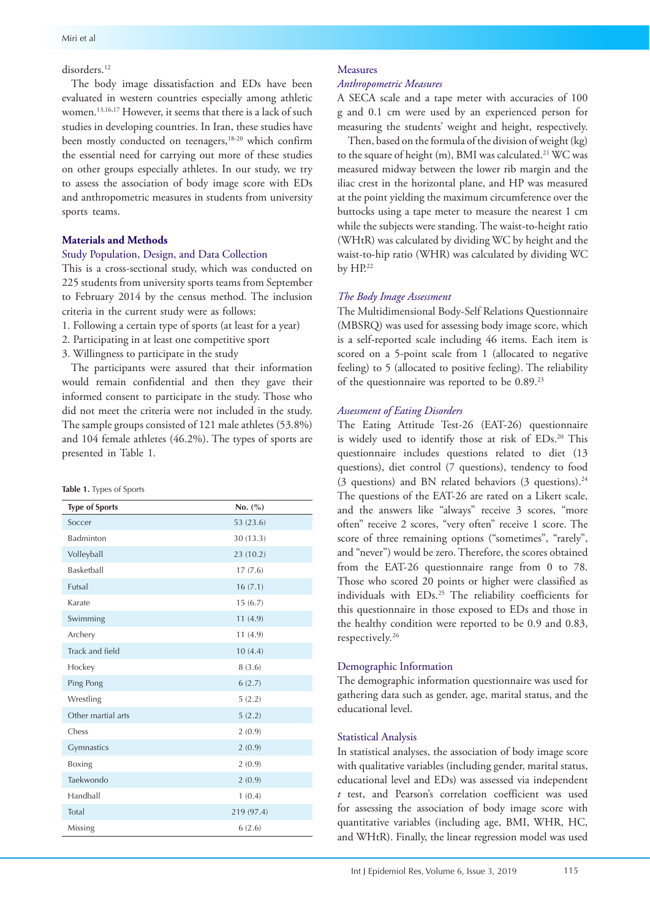disorders.[12]

The body image dissatisfaction and EDs have been evaluated in western countries especially among athletic women.[13,16,17] However, it seems that there is a lack of such studies in developing countries. In Iran, these studies have been mostly conducted on teenagers,[18-20] which confirm the essential need for carrying out more of these studies on other groups especially athletes. In our study, we try to assess the association of body image score with EDs and anthropometric measures in students from university sports teams.

## Materials and Methods

### Study Population, Design, and Data Collection

This is a cross-sectional study, which was conducted on 225 students from university sports teams from September to February 2014 by the census method. The inclusion criteria in the current study were as follows:

1. Following a certain type of sports (at least for a year)
2. Participating in at least one competitive sport
3. Willingness to participate in the study

The participants were assured that their information would remain confidential and then they gave their informed consent to participate in the study. Those who did not meet the criteria were not included in the study. The sample groups consisted of 121 male athletes (53.8%) and 104 female athletes (46.2%). The types of sports are presented in Table 1.

**Table 1.** Types of Sports

| Type of Sports | No. (%) |
|---|---|
| Soccer | 53 (23.6) |
| Badminton | 30 (13.3) |
| Volleyball | 23 (10.2) |
| Basketball | 17 (7.6) |
| Futsal | 16 (7.1) |
| Karate | 15 (6.7) |
| Swimming | 11 (4.9) |
| Archery | 11 (4.9) |
| Track and field | 10 (4.4) |
| Hockey | 8 (3.6) |
| Ping Pong | 6 (2.7) |
| Wrestling | 5 (2.2) |
| Other martial arts | 5 (2.2) |
| Chess | 2 (0.9) |
| Gymnastics | 2 (0.9) |
| Boxing | 2 (0.9) |
| Taekwondo | 2 (0.9) |
| Handball | 1 (0.4) |
| Total | 219 (97.4) |
| Missing | 6 (2.6) |

### Measures

#### *Anthropometric Measures*

A SECA scale and a tape meter with accuracies of 100 g and 0.1 cm were used by an experienced person for measuring the students' weight and height, respectively.

Then, based on the formula of the division of weight (kg) to the square of height (m), BMI was calculated.[21] WC was measured midway between the lower rib margin and the iliac crest in the horizontal plane, and HP was measured at the point yielding the maximum circumference over the buttocks using a tape meter to measure the nearest 1 cm while the subjects were standing. The waist-to-height ratio (WHtR) was calculated by dividing WC by height and the waist-to-hip ratio (WHR) was calculated by dividing WC by HP.[22]

#### *The Body Image Assessment*

The Multidimensional Body-Self Relations Questionnaire (MBSRQ) was used for assessing body image score, which is a self-reported scale including 46 items. Each item is scored on a 5-point scale from 1 (allocated to negative feeling) to 5 (allocated to positive feeling). The reliability of the questionnaire was reported to be 0.89.[23]

#### *Assessment of Eating Disorders*

The Eating Attitude Test-26 (EAT-26) questionnaire is widely used to identify those at risk of EDs.[20] This questionnaire includes questions related to diet (13 questions), diet control (7 questions), tendency to food (3 questions) and BN related behaviors (3 questions).[24] The questions of the EAT-26 are rated on a Likert scale, and the answers like "always" receive 3 scores, "more often" receive 2 scores, "very often" receive 1 score. The score of three remaining options ("sometimes", "rarely", and "never") would be zero. Therefore, the scores obtained from the EAT-26 questionnaire range from 0 to 78. Those who scored 20 points or higher were classified as individuals with EDs.[25] The reliability coefficients for this questionnaire in those exposed to EDs and those in the healthy condition were reported to be 0.9 and 0.83, respectively.[26]

### Demographic Information

The demographic information questionnaire was used for gathering data such as gender, age, marital status, and the educational level.

### Statistical Analysis

In statistical analyses, the association of body image score with qualitative variables (including gender, marital status, educational level and EDs) was assessed via independent *t* test, and Pearson's correlation coefficient was used for assessing the association of body image score with quantitative variables (including age, BMI, WHR, HC, and WHtR). Finally, the linear regression model was used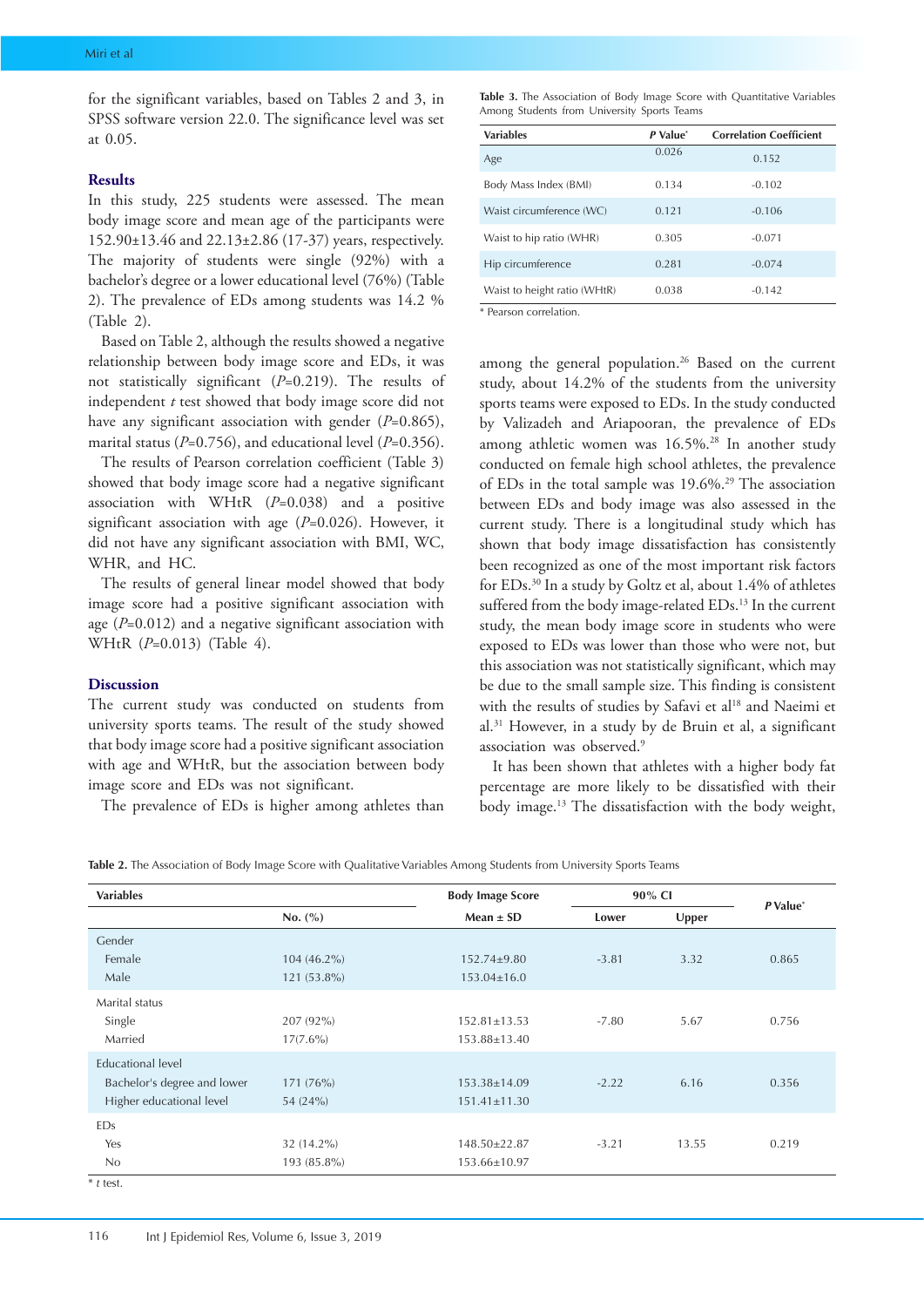for the significant variables, based on Tables 2 and 3, in SPSS software version 22.0. The significance level was set at 0.05.

## Results

In this study, 225 students were assessed. The mean body image score and mean age of the participants were 152.90±13.46 and 22.13±2.86 (17-37) years, respectively. The majority of students were single (92%) with a bachelor's degree or a lower educational level (76%) (Table 2). The prevalence of EDs among students was 14.2 % (Table 2).

Based on Table 2, although the results showed a negative relationship between body image score and EDs, it was not statistically significant (*P*=0.219). The results of independent *t* test showed that body image score did not have any significant association with gender (*P*=0.865), marital status (*P*=0.756), and educational level (*P*=0.356).

The results of Pearson correlation coefficient (Table 3) showed that body image score had a negative significant association with WHtR (*P*=0.038) and a positive significant association with age (*P*=0.026). However, it did not have any significant association with BMI, WC, WHR, and HC.

The results of general linear model showed that body image score had a positive significant association with age (*P*=0.012) and a negative significant association with WHtR (*P*=0.013) (Table 4).

**Table 3.** The Association of Body Image Score with Quantitative Variables Among Students from University Sports Teams

| Variables | *P* Value* | Correlation Coefficient |
|---|---|---|
| Age | 0.026 | 0.152 |
| Body Mass Index (BMI) | 0.134 | -0.102 |
| Waist circumference (WC) | 0.121 | -0.106 |
| Waist to hip ratio (WHR) | 0.305 | -0.071 |
| Hip circumference | 0.281 | -0.074 |
| Waist to height ratio (WHtR) | 0.038 | -0.142 |

\* Pearson correlation.

## Discussion

The current study was conducted on students from university sports teams. The result of the study showed that body image score had a positive significant association with age and WHtR, but the association between body image score and EDs was not significant.

The prevalence of EDs is higher among athletes than among the general population.[26] Based on the current study, about 14.2% of the students from the university sports teams were exposed to EDs. In the study conducted by Valizadeh and Ariapooran, the prevalence of EDs among athletic women was 16.5%.[28] In another study conducted on female high school athletes, the prevalence of EDs in the total sample was 19.6%.[29] The association between EDs and body image was also assessed in the current study. There is a longitudinal study which has shown that body image dissatisfaction has consistently been recognized as one of the most important risk factors for EDs.[30] In a study by Goltz et al, about 1.4% of athletes suffered from the body image-related EDs.[13] In the current study, the mean body image score in students who were exposed to EDs was lower than those who were not, but this association was not statistically significant, which may be due to the small sample size. This finding is consistent with the results of studies by Safavi et al[18] and Naeimi et al.[31] However, in a study by de Bruin et al, a significant association was observed.[9]

It has been shown that athletes with a higher body fat percentage are more likely to be dissatisfied with their body image.[13] The dissatisfaction with the body weight,

**Table 2.** The Association of Body Image Score with Qualitative Variables Among Students from University Sports Teams

| Variables | | Body Image Score | 90% CI | | *P* Value* |
|---|---|---|---|---|---|
| | No. (%) | Mean ± SD | Lower | Upper | |
| Gender | | | | | |
| Female | 104 (46.2%) | 152.74±9.80 | -3.81 | 3.32 | 0.865 |
| Male | 121 (53.8%) | 153.04±16.0 | | | |
| Marital status | | | | | |
| Single | 207 (92%) | 152.81±13.53 | -7.80 | 5.67 | 0.756 |
| Married | 17(7.6%) | 153.88±13.40 | | | |
| Educational level | | | | | |
| Bachelor's degree and lower | 171 (76%) | 153.38±14.09 | -2.22 | 6.16 | 0.356 |
| Higher educational level | 54 (24%) | 151.41±11.30 | | | |
| EDs | | | | | |
| Yes | 32 (14.2%) | 148.50±22.87 | -3.21 | 13.55 | 0.219 |
| No | 193 (85.8%) | 153.66±10.97 | | | |

\* *t* test.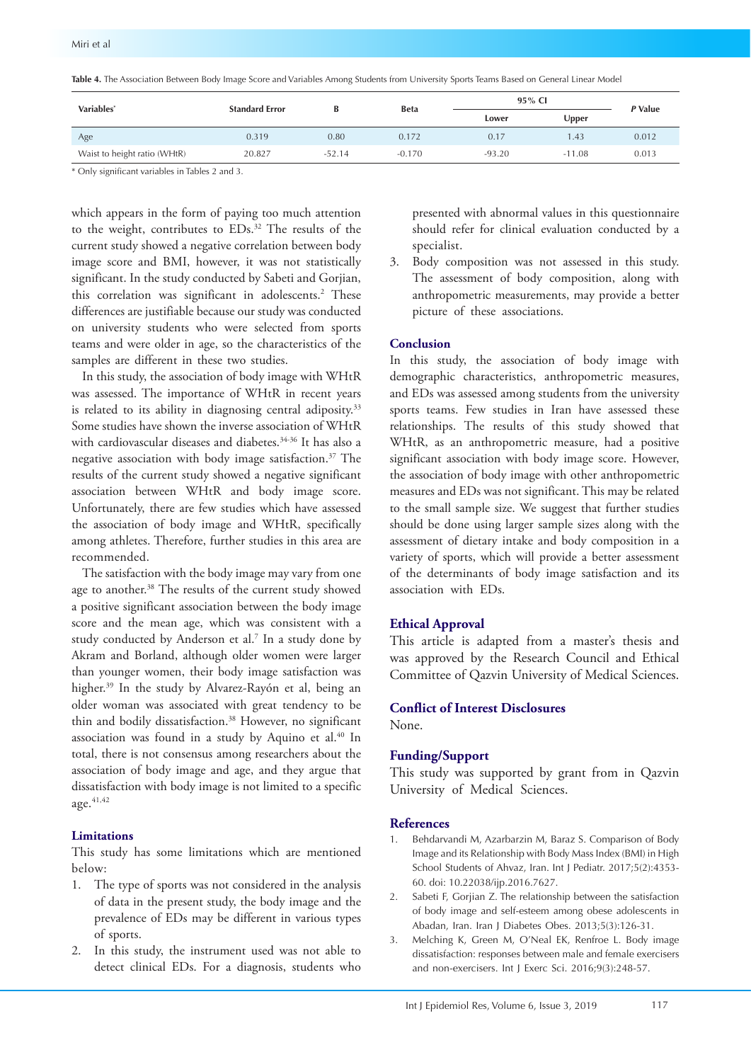**Table 4.** The Association Between Body Image Score and Variables Among Students from University Sports Teams Based on General Linear Model

| Variables* | Standard Error | B | Beta | 95% CI | | P Value |
|---|---|---|---|---|---|---|
| | | | | Lower | Upper | |
| Age | 0.319 | 0.80 | 0.172 | 0.17 | 1.43 | 0.012 |
| Waist to height ratio (WHtR) | 20.827 | -52.14 | -0.170 | -93.20 | -11.08 | 0.013 |

\* Only significant variables in Tables 2 and 3.

which appears in the form of paying too much attention to the weight, contributes to EDs.[32] The results of the current study showed a negative correlation between body image score and BMI, however, it was not statistically significant. In the study conducted by Sabeti and Gorjian, this correlation was significant in adolescents.[2] These differences are justifiable because our study was conducted on university students who were selected from sports teams and were older in age, so the characteristics of the samples are different in these two studies.

In this study, the association of body image with WHtR was assessed. The importance of WHtR in recent years is related to its ability in diagnosing central adiposity.[33] Some studies have shown the inverse association of WHtR with cardiovascular diseases and diabetes.[34-36] It has also a negative association with body image satisfaction.[37] The results of the current study showed a negative significant association between WHtR and body image score. Unfortunately, there are few studies which have assessed the association of body image and WHtR, specifically among athletes. Therefore, further studies in this area are recommended.

The satisfaction with the body image may vary from one age to another.[38] The results of the current study showed a positive significant association between the body image score and the mean age, which was consistent with a study conducted by Anderson et al.[7] In a study done by Akram and Borland, although older women were larger than younger women, their body image satisfaction was higher.[39] In the study by Alvarez-Rayón et al, being an older woman was associated with great tendency to be thin and bodily dissatisfaction.[38] However, no significant association was found in a study by Aquino et al.[40] In total, there is not consensus among researchers about the association of body image and age, and they argue that dissatisfaction with body image is not limited to a specific age.[41,42]

## Limitations

This study has some limitations which are mentioned below:

1. The type of sports was not considered in the analysis of data in the present study, the body image and the prevalence of EDs may be different in various types of sports.
2. In this study, the instrument used was not able to detect clinical EDs. For a diagnosis, students who presented with abnormal values in this questionnaire should refer for clinical evaluation conducted by a specialist.
3. Body composition was not assessed in this study. The assessment of body composition, along with anthropometric measurements, may provide a better picture of these associations.

## Conclusion

In this study, the association of body image with demographic characteristics, anthropometric measures, and EDs was assessed among students from the university sports teams. Few studies in Iran have assessed these relationships. The results of this study showed that WHtR, as an anthropometric measure, had a positive significant association with body image score. However, the association of body image with other anthropometric measures and EDs was not significant. This may be related to the small sample size. We suggest that further studies should be done using larger sample sizes along with the assessment of dietary intake and body composition in a variety of sports, which will provide a better assessment of the determinants of body image satisfaction and its association with EDs.

## Ethical Approval

This article is adapted from a master's thesis and was approved by the Research Council and Ethical Committee of Qazvin University of Medical Sciences.

## Conflict of Interest Disclosures

None.

## Funding/Support

This study was supported by grant from in Qazvin University of Medical Sciences.

## References

1. Behdarvandi M, Azarbarzin M, Baraz S. Comparison of Body Image and its Relationship with Body Mass Index (BMI) in High School Students of Ahvaz, Iran. Int J Pediatr. 2017;5(2):4353-60. doi: 10.22038/ijp.2016.7627.
2. Sabeti F, Gorjian Z. The relationship between the satisfaction of body image and self-esteem among obese adolescents in Abadan, Iran. Iran J Diabetes Obes. 2013;5(3):126-31.
3. Melching K, Green M, O'Neal EK, Renfroe L. Body image dissatisfaction: responses between male and female exercisers and non-exercisers. Int J Exerc Sci. 2016;9(3):248-57.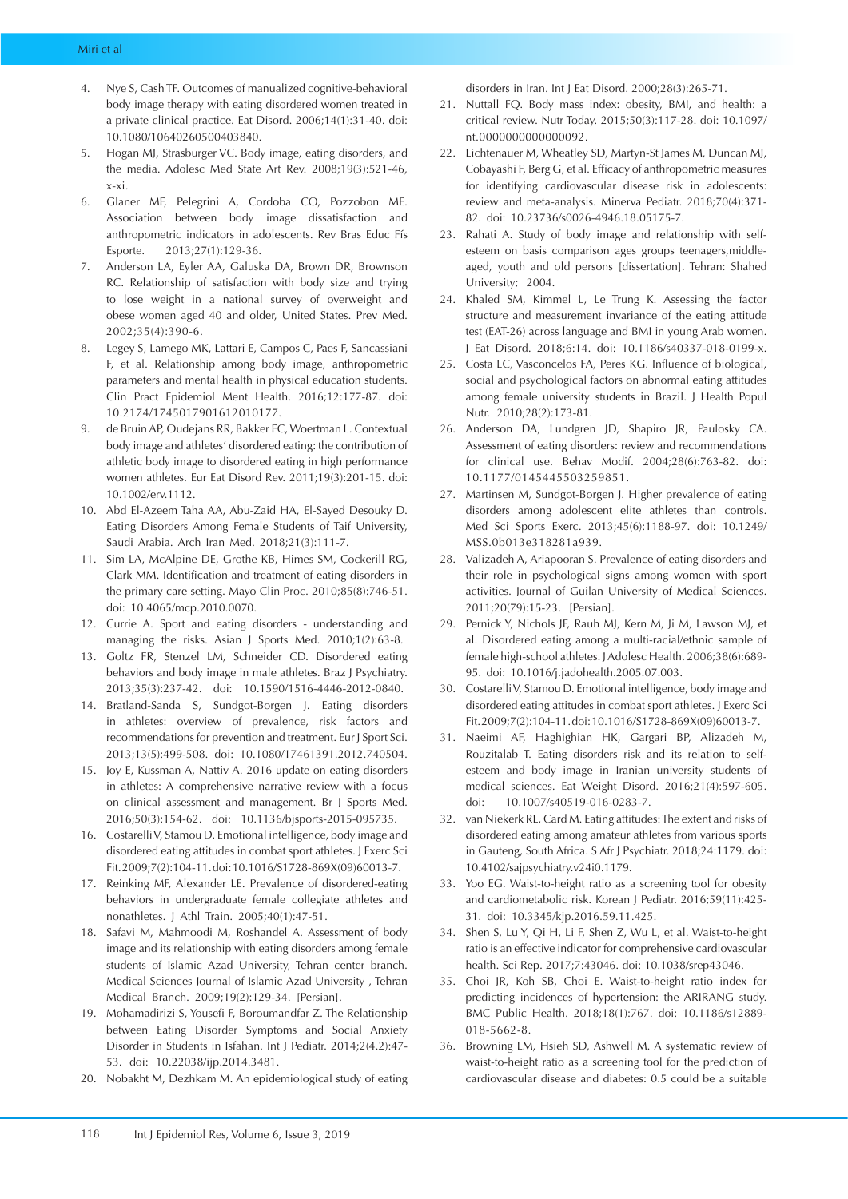4. Nye S, Cash TF. Outcomes of manualized cognitive-behavioral body image therapy with eating disordered women treated in a private clinical practice. Eat Disord. 2006;14(1):31-40. doi: 10.1080/10640260500403840.
5. Hogan MJ, Strasburger VC. Body image, eating disorders, and the media. Adolesc Med State Art Rev. 2008;19(3):521-46, x-xi.
6. Glaner MF, Pelegrini A, Cordoba CO, Pozzobon ME. Association between body image dissatisfaction and anthropometric indicators in adolescents. Rev Bras Educ Fís Esporte. 2013;27(1):129-36.
7. Anderson LA, Eyler AA, Galuska DA, Brown DR, Brownson RC. Relationship of satisfaction with body size and trying to lose weight in a national survey of overweight and obese women aged 40 and older, United States. Prev Med. 2002;35(4):390-6.
8. Legey S, Lamego MK, Lattari E, Campos C, Paes F, Sancassiani F, et al. Relationship among body image, anthropometric parameters and mental health in physical education students. Clin Pract Epidemiol Ment Health. 2016;12:177-87. doi: 10.2174/1745017901612010177.
9. de Bruin AP, Oudejans RR, Bakker FC, Woertman L. Contextual body image and athletes' disordered eating: the contribution of athletic body image to disordered eating in high performance women athletes. Eur Eat Disord Rev. 2011;19(3):201-15. doi: 10.1002/erv.1112.
10. Abd El-Azeem Taha AA, Abu-Zaid HA, El-Sayed Desouky D. Eating Disorders Among Female Students of Taif University, Saudi Arabia. Arch Iran Med. 2018;21(3):111-7.
11. Sim LA, McAlpine DE, Grothe KB, Himes SM, Cockerill RG, Clark MM. Identification and treatment of eating disorders in the primary care setting. Mayo Clin Proc. 2010;85(8):746-51. doi: 10.4065/mcp.2010.0070.
12. Currie A. Sport and eating disorders - understanding and managing the risks. Asian J Sports Med. 2010;1(2):63-8.
13. Goltz FR, Stenzel LM, Schneider CD. Disordered eating behaviors and body image in male athletes. Braz J Psychiatry. 2013;35(3):237-42. doi: 10.1590/1516-4446-2012-0840.
14. Bratland-Sanda S, Sundgot-Borgen J. Eating disorders in athletes: overview of prevalence, risk factors and recommendations for prevention and treatment. Eur J Sport Sci. 2013;13(5):499-508. doi: 10.1080/17461391.2012.740504.
15. Joy E, Kussman A, Nattiv A. 2016 update on eating disorders in athletes: A comprehensive narrative review with a focus on clinical assessment and management. Br J Sports Med. 2016;50(3):154-62. doi: 10.1136/bjsports-2015-095735.
16. Costarelli V, Stamou D. Emotional intelligence, body image and disordered eating attitudes in combat sport athletes. J Exerc Sci Fit.2009;7(2):104-11.doi:10.1016/S1728-869X(09)60013-7.
17. Reinking MF, Alexander LE. Prevalence of disordered-eating behaviors in undergraduate female collegiate athletes and nonathletes. J Athl Train. 2005;40(1):47-51.
18. Safavi M, Mahmoodi M, Roshandel A. Assessment of body image and its relationship with eating disorders among female students of Islamic Azad University, Tehran center branch. Medical Sciences Journal of Islamic Azad University , Tehran Medical Branch. 2009;19(2):129-34. [Persian].
19. Mohamadirizi S, Yousefi F, Boroumandfar Z. The Relationship between Eating Disorder Symptoms and Social Anxiety Disorder in Students in Isfahan. Int J Pediatr. 2014;2(4.2):47-53. doi: 10.22038/ijp.2014.3481.
20. Nobakht M, Dezhkam M. An epidemiological study of eating disorders in Iran. Int J Eat Disord. 2000;28(3):265-71.
21. Nuttall FQ. Body mass index: obesity, BMI, and health: a critical review. Nutr Today. 2015;50(3):117-28. doi: 10.1097/nt.0000000000000092.
22. Lichtenauer M, Wheatley SD, Martyn-St James M, Duncan MJ, Cobayashi F, Berg G, et al. Efficacy of anthropometric measures for identifying cardiovascular disease risk in adolescents: review and meta-analysis. Minerva Pediatr. 2018;70(4):371-82. doi: 10.23736/s0026-4946.18.05175-7.
23. Rahati A. Study of body image and relationship with self-esteem on basis comparison ages groups teenagers,middle-aged, youth and old persons [dissertation]. Tehran: Shahed University; 2004.
24. Khaled SM, Kimmel L, Le Trung K. Assessing the factor structure and measurement invariance of the eating attitude test (EAT-26) across language and BMI in young Arab women. J Eat Disord. 2018;6:14. doi: 10.1186/s40337-018-0199-x.
25. Costa LC, Vasconcelos FA, Peres KG. Influence of biological, social and psychological factors on abnormal eating attitudes among female university students in Brazil. J Health Popul Nutr. 2010;28(2):173-81.
26. Anderson DA, Lundgren JD, Shapiro JR, Paulosky CA. Assessment of eating disorders: review and recommendations for clinical use. Behav Modif. 2004;28(6):763-82. doi: 10.1177/0145445503259851.
27. Martinsen M, Sundgot-Borgen J. Higher prevalence of eating disorders among adolescent elite athletes than controls. Med Sci Sports Exerc. 2013;45(6):1188-97. doi: 10.1249/MSS.0b013e318281a939.
28. Valizadeh A, Ariapooran S. Prevalence of eating disorders and their role in psychological signs among women with sport activities. Journal of Guilan University of Medical Sciences. 2011;20(79):15-23. [Persian].
29. Pernick Y, Nichols JF, Rauh MJ, Kern M, Ji M, Lawson MJ, et al. Disordered eating among a multi-racial/ethnic sample of female high-school athletes. J Adolesc Health. 2006;38(6):689-95. doi: 10.1016/j.jadohealth.2005.07.003.
30. Costarelli V, Stamou D. Emotional intelligence, body image and disordered eating attitudes in combat sport athletes. J Exerc Sci Fit.2009;7(2):104-11.doi:10.1016/S1728-869X(09)60013-7.
31. Naeimi AF, Haghighian HK, Gargari BP, Alizadeh M, Rouzitalab T. Eating disorders risk and its relation to self-esteem and body image in Iranian university students of medical sciences. Eat Weight Disord. 2016;21(4):597-605. doi: 10.1007/s40519-016-0283-7.
32. van Niekerk RL, Card M. Eating attitudes: The extent and risks of disordered eating among amateur athletes from various sports in Gauteng, South Africa. S Afr J Psychiatr. 2018;24:1179. doi: 10.4102/sajpsychiatry.v24i0.1179.
33. Yoo EG. Waist-to-height ratio as a screening tool for obesity and cardiometabolic risk. Korean J Pediatr. 2016;59(11):425-31. doi: 10.3345/kjp.2016.59.11.425.
34. Shen S, Lu Y, Qi H, Li F, Shen Z, Wu L, et al. Waist-to-height ratio is an effective indicator for comprehensive cardiovascular health. Sci Rep. 2017;7:43046. doi: 10.1038/srep43046.
35. Choi JR, Koh SB, Choi E. Waist-to-height ratio index for predicting incidences of hypertension: the ARIRANG study. BMC Public Health. 2018;18(1):767. doi: 10.1186/s12889-018-5662-8.
36. Browning LM, Hsieh SD, Ashwell M. A systematic review of waist-to-height ratio as a screening tool for the prediction of cardiovascular disease and diabetes: 0.5 could be a suitable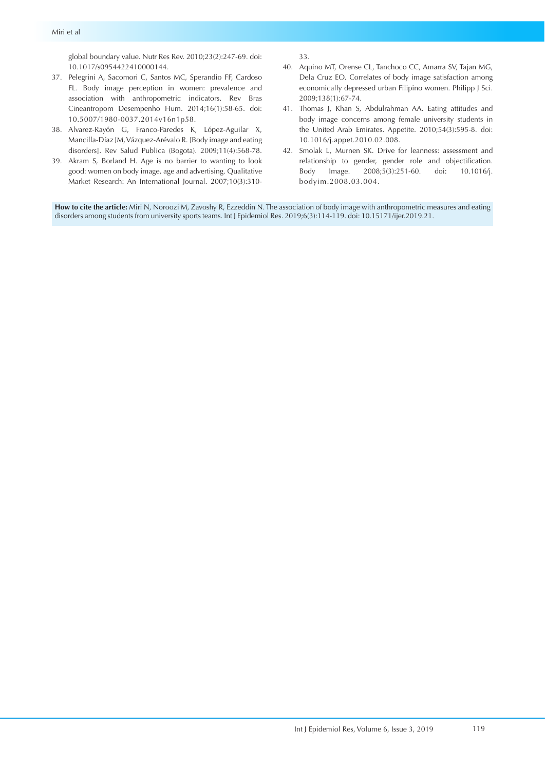global boundary value. Nutr Res Rev. 2010;23(2):247-69. doi: 10.1017/s0954422410000144.

37. Pelegrini A, Sacomori C, Santos MC, Sperandio FF, Cardoso FL. Body image perception in women: prevalence and association with anthropometric indicators. Rev Bras Cineantropom Desempenho Hum. 2014;16(1):58-65. doi: 10.5007/1980-0037.2014v16n1p58.
38. Alvarez-Rayón G, Franco-Paredes K, López-Aguilar X, Mancilla-Díaz JM, Vázquez-Arévalo R. [Body image and eating disorders]. Rev Salud Publica (Bogota). 2009;11(4):568-78.
39. Akram S, Borland H. Age is no barrier to wanting to look good: women on body image, age and advertising. Qualitative Market Research: An International Journal. 2007;10(3):310-33.
40. Aquino MT, Orense CL, Tanchoco CC, Amarra SV, Tajan MG, Dela Cruz EO. Correlates of body image satisfaction among economically depressed urban Filipino women. Philipp J Sci. 2009;138(1):67-74.
41. Thomas J, Khan S, Abdulrahman AA. Eating attitudes and body image concerns among female university students in the United Arab Emirates. Appetite. 2010;54(3):595-8. doi: 10.1016/j.appet.2010.02.008.
42. Smolak L, Murnen SK. Drive for leanness: assessment and relationship to gender, gender role and objectification. Body Image. 2008;5(3):251-60. doi: 10.1016/j.bodyim.2008.03.004.

**How to cite the article:** Miri N, Noroozi M, Zavoshy R, Ezzeddin N. The association of body image with anthropometric measures and eating disorders among students from university sports teams. Int J Epidemiol Res. 2019;6(3):114-119. doi: 10.15171/ijer.2019.21.